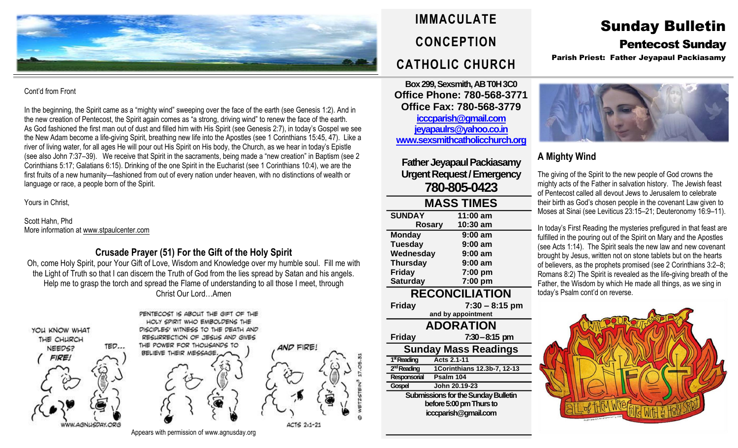# IMMACULATE CONCEPTION CATHOLIC CHURCH

# Sunday Bulletin

## Pentecost Sunday

**Parish Priest: Father Jeyapaul Packiasamy**

Cont'd from Front

In the beginning, the Spirit came as a "mighty wind" sweeping over the face of the earth (see Genesis 1:2). And in the new creation of Pentecost, the Spirit again comes as "a strong, driving wind" to renew the face of the earth. As God fashioned the first man out of dust and filled him with His Spirit (see Genesis 2:7), in today's Gospel we see the New Adam become a life-giving Spirit, breathing new life into the Apostles (see 1 Corinthians 15:45, 47). Like a river of living water, for all ages He will pour out His Spirit on His body, the Church, as we hear in today's Epistle (see also John 7:37–39). We receive that Spirit in the sacraments, being made a "new creation" in Baptism (see 2 Corinthians 5:17; Galatians 6:15). Drinking of the one Spirit in the Eucharist (see 1 Corinthians 10:4), we are the first fruits of a new humanity—fashioned from out of every nation under heaven, with no distinctions of wealth or language or race, a people born of the Spirit.

Yours in Christ,

Scott Hahn, Phd
More information at www.stpaulcenter.com

### Crusade Prayer (51) For the Gift of the Holy Spirit

Oh, come Holy Spirit, pour Your Gift of Love, Wisdom and Knowledge over my humble soul. Fill me with the Light of Truth so that I can discern the Truth of God from the lies spread by Satan and his angels. Help me to grasp the torch and spread the Flame of understanding to all those I meet, through Christ Our Lord…Amen

Appears with permission of www.agnusday.org

**Box 299, Sexsmith, AB T0H 3C0**
**Office Phone: 780-568-3771**
**Office Fax: 780-568-3779**
**icccparish@gmail.com**
**jeyapaulrs@yahoo.co.in**
**www.sexsmithcatholicchurch.org**

**Father Jeyapaul Packiasamy**
**Urgent Request / Emergency**
**780-805-0423**

### MASS TIMES

| | |
|---|---|
| **SUNDAY** | **11:00 am** |
| **Rosary** | **10:30 am** |
| **Monday** | **9:00 am** |
| **Tuesday** | **9:00 am** |
| **Wednesday** | **9:00 am** |
| **Thursday** | **9:00 am** |
| **Friday** | **7:00 pm** |
| **Saturday** | **7:00 pm** |

### RECONCILIATION

**Friday** **7:30 – 8:15 pm**
**and by appointment**

### ADORATION

**Friday** **7:30 – 8:15 pm**

### Sunday Mass Readings

| | |
|---|---|
| 1st Reading | Acts 2.1-11 |
| 2nd Reading | 1Corinthians 12.3b-7, 12-13 |
| Responsorial | Psalm 104 |
| Gospel | John 20.19-23 |

**Submissions for the Sunday Bulletin before 5:00 pm Thurs to icccparish@gmail.com**

### A Mighty Wind

The giving of the Spirit to the new people of God crowns the mighty acts of the Father in salvation history. The Jewish feast of Pentecost called all devout Jews to Jerusalem to celebrate their birth as God's chosen people in the covenant Law given to Moses at Sinai (see Leviticus 23:15–21; Deuteronomy 16:9–11).

In today's First Reading the mysteries prefigured in that feast are fulfilled in the pouring out of the Spirit on Mary and the Apostles (see Acts 1:14). The Spirit seals the new law and new covenant brought by Jesus, written not on stone tablets but on the hearts of believers, as the prophets promised (see 2 Corinthians 3:2–8; Romans 8:2) The Spirit is revealed as the life-giving breath of the Father, the Wisdom by which He made all things, as we sing in today's Psalm cont'd on reverse.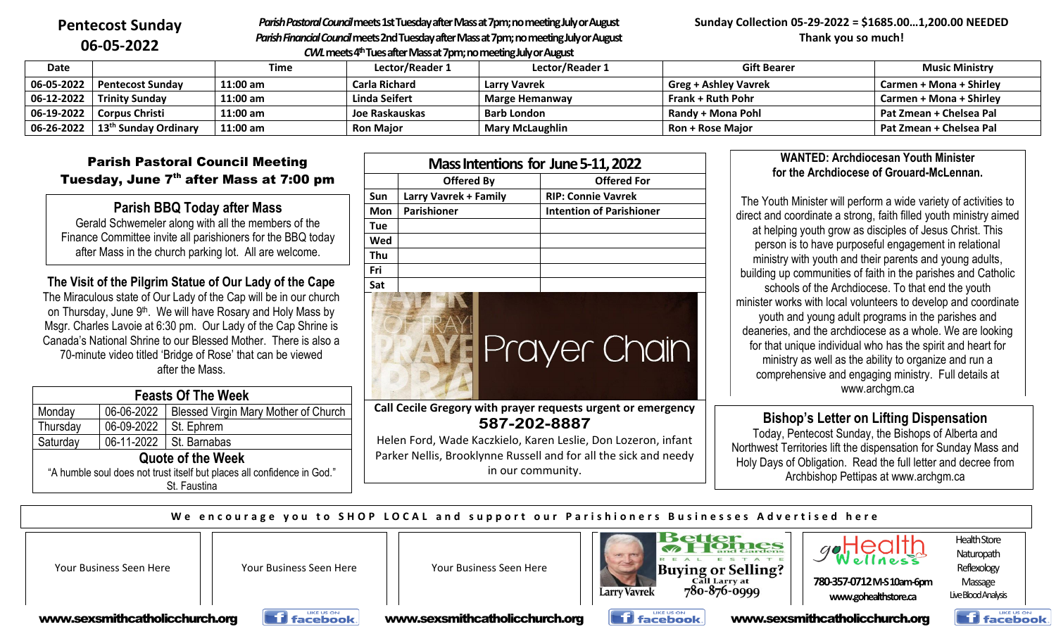# Pentecost Sunday
## 06-05-2022

*Parish Pastoral Council* meets 1st Tuesday after Mass at 7pm; no meeting July or August
*Parish Financial Council* meets 2nd Tuesday after Mass at 7pm; no meeting July or August
*CWL* meets 4th Tues after Mass at 7pm; no meeting July or August

**Sunday Collection 05-29-2022 = $1685.00…1,200.00 NEEDED**
**Thank you so much!**

| Date | | Time | Lector/Reader 1 | Lector/Reader 1 | Gift Bearer | Music Ministry |
|---|---|---|---|---|---|---|
| 06-05-2022 | Pentecost Sunday | 11:00 am | Carla Richard | Larry Vavrek | Greg + Ashley Vavrek | Carmen + Mona + Shirley |
| 06-12-2022 | Trinity Sunday | 11:00 am | Linda Seifert | Marge Hemanway | Frank + Ruth Pohr | Carmen + Mona + Shirley |
| 06-19-2022 | Corpus Christi | 11:00 am | Joe Raskauskas | Barb London | Randy + Mona Pohl | Pat Zmean + Chelsea Pal |
| 06-26-2022 | 13th Sunday Ordinary | 11:00 am | Ron Major | Mary McLaughlin | Ron + Rose Major | Pat Zmean + Chelsea Pal |

## Parish Pastoral Council Meeting Tuesday, June 7th after Mass at 7:00 pm

### Parish BBQ Today after Mass

Gerald Schwemeler along with all the members of the Finance Committee invite all parishioners for the BBQ today after Mass in the church parking lot. All are welcome.

### The Visit of the Pilgrim Statue of Our Lady of the Cape

The Miraculous state of Our Lady of the Cap will be in our church on Thursday, June 9th. We will have Rosary and Holy Mass by Msgr. Charles Lavoie at 6:30 pm. Our Lady of the Cap Shrine is Canada's National Shrine to our Blessed Mother. There is also a 70-minute video titled 'Bridge of Rose' that can be viewed after the Mass.

| Feasts Of The Week | | |
|---|---|---|
| Monday | 06-06-2022 | Blessed Virgin Mary Mother of Church |
| Thursday | 06-09-2022 | St. Ephrem |
| Saturday | 06-11-2022 | St. Barnabas |

### Quote of the Week

"A humble soul does not trust itself but places all confidence in God."
St. Faustina

## Mass Intentions for June 5-11, 2022

| | Offered By | Offered For |
|---|---|---|
| Sun | Larry Vavrek + Family | RIP: Connie Vavrek |
| Mon | Parishioner | Intention of Parishioner |
| Tue | | |
| Wed | | |
| Thu | | |
| Fri | | |
| Sat | | |

### Prayer Chain

**Call Cecile Gregory with prayer requests urgent or emergency**
**587-202-8887**

Helen Ford, Wade Kaczkielo, Karen Leslie, Don Lozeron, infant Parker Nellis, Brooklynne Russell and for all the sick and needy in our community.

### WANTED: Archdiocesan Youth Minister for the Archdiocese of Grouard-McLennan.

The Youth Minister will perform a wide variety of activities to direct and coordinate a strong, faith filled youth ministry aimed at helping youth grow as disciples of Jesus Christ. This person is to have purposeful engagement in relational ministry with youth and their parents and young adults, building up communities of faith in the parishes and Catholic schools of the Archdiocese. To that end the youth minister works with local volunteers to develop and coordinate youth and young adult programs in the parishes and deaneries, and the archdiocese as a whole. We are looking for that unique individual who has the spirit and heart for ministry as well as the ability to organize and run a comprehensive and engaging ministry. Full details at www.archgm.ca

### Bishop's Letter on Lifting Dispensation

Today, Pentecost Sunday, the Bishops of Alberta and Northwest Territories lift the dispensation for Sunday Mass and Holy Days of Obligation. Read the full letter and decree from Archbishop Pettipas at www.archgm.ca

**We encourage you to SHOP LOCAL and support our Parishioners Businesses Advertised here**

Your Business Seen Here

Your Business Seen Here

Your Business Seen Here

Better Homes and Gardens Real Estate — Buying or Selling? Call Larry at 780-876-0999 — Larry Vavrek

goHealth Wellness — 780-357-0712 M-S 10am-6pm — www.gohealthstore.ca — Health Store, Naturopath, Reflexology, Massage, Live Blood Analysis

www.sexsmithcatholicchurch.org — Like us on facebook